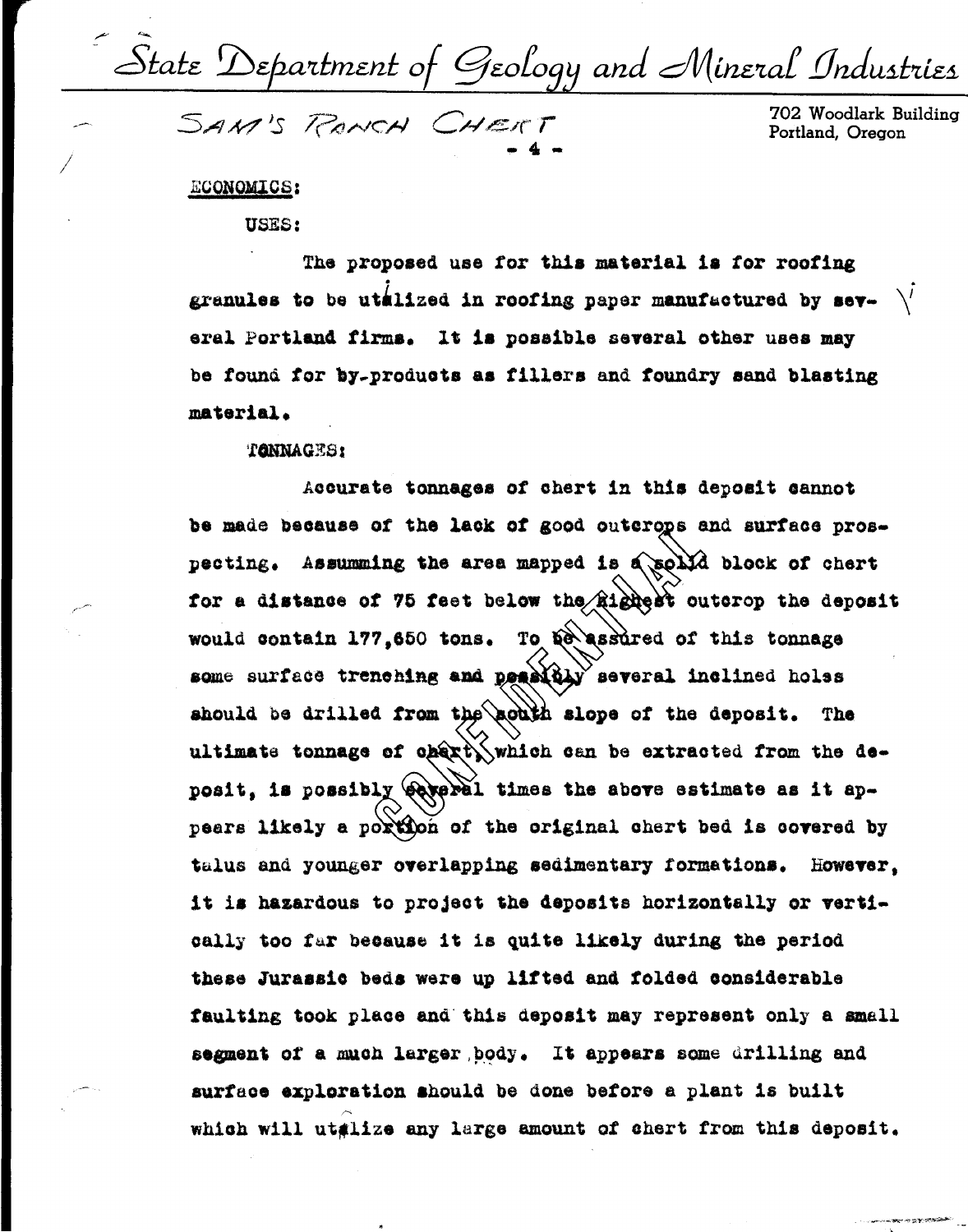State Department of Geology and Mineral Industries

SAM'S RANCH CHERT

702 Woodlark Building
Portland, Oregon

ECONOMICS:

USES:

The proposed use for this material is for roofing granules to be utilized in roofing paper manufactured by several Portland firms. It is possible several other uses may be found for by-products as fillers and foundry sand blasting material.

TONNAGES:

Accurate tonnages of chert in this deposit cannot be made because of the lack of good outcrops and surface prospecting. Assumming the area mapped is a solid block of chert for a distance of 75 feet below the highest outcrop the deposit would contain 177,650 tons. To be assured of this tonnage some surface trenching and possibly several inclined holes should be drilled from the south slope of the deposit. The ultimate tonnage of chert, which can be extracted from the deposit, is possibly several times the above estimate as it appears likely a portion of the original chert bed is covered by talus and younger overlapping sedimentary formations. However, it is hazardous to project the deposits horizontally or vertically too far because it is quite likely during the period these Jurassic beds were up lifted and folded considerable faulting took place and this deposit may represent only a small segment of a much larger body. It appears some drilling and surface exploration should be done before a plant is built which will utilize any large amount of chert from this deposit.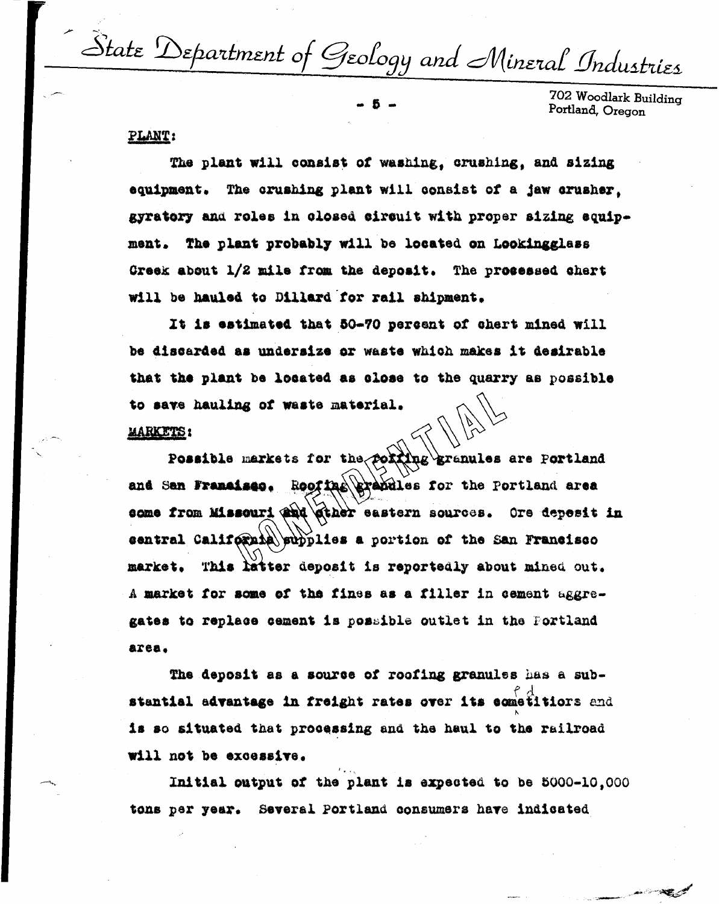**PLANT:**

The plant will consist of washing, crushing, and sizing equipment. The crushing plant will consist of a jaw crusher, gyratory and roles in closed circuit with proper sizing equipment. The plant probably will be located on Lookingglass Creek about 1/2 mile from the deposit. The processed chert will be hauled to Dillard for rail shipment.

It is estimated that 50-70 percent of chert mined will be discarded as undersize or waste which makes it desirable that the plant be located as close to the quarry as possible to save hauling of waste material.

**MARKETS:**

Possible markets for the roofing granules are Portland and San Francisco. Roofing granules for the Portland area come from Missouri and other eastern sources. Ore deposit in central California supplies a portion of the San Francisco market. This latter deposit is reportedly about mined out. A market for some of the fines as a filler in cement aggregates to replace cement is possible outlet in the Portland area.

The deposit as a source of roofing granules has a substantial advantage in freight rates over its competitiors and is so situated that processing and the haul to the railroad will not be excessive.

Initial output of the plant is expected to be 5000-10,000 tons per year. Several Portland consumers have indicated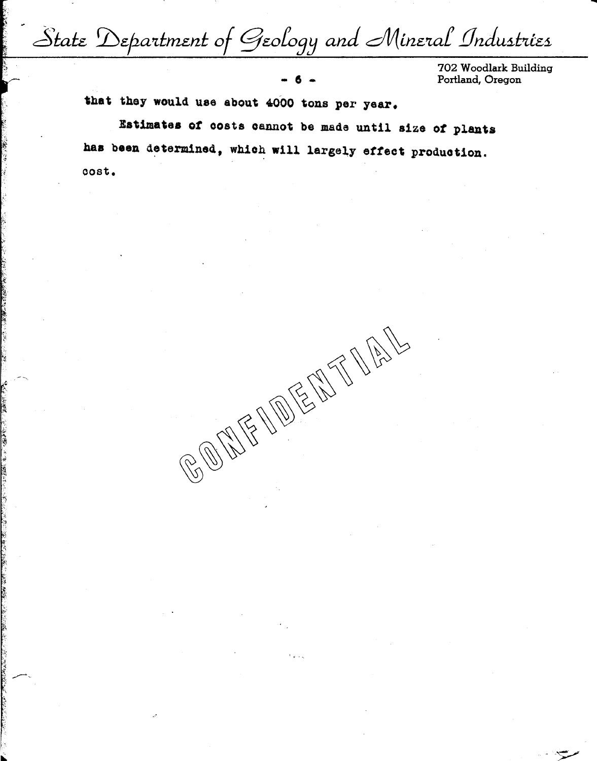that they would use about 4000 tons per year.

Estimates of costs cannot be made until size of plants has been determined, which will largely effect production. cost.

CONFIDENTIAL